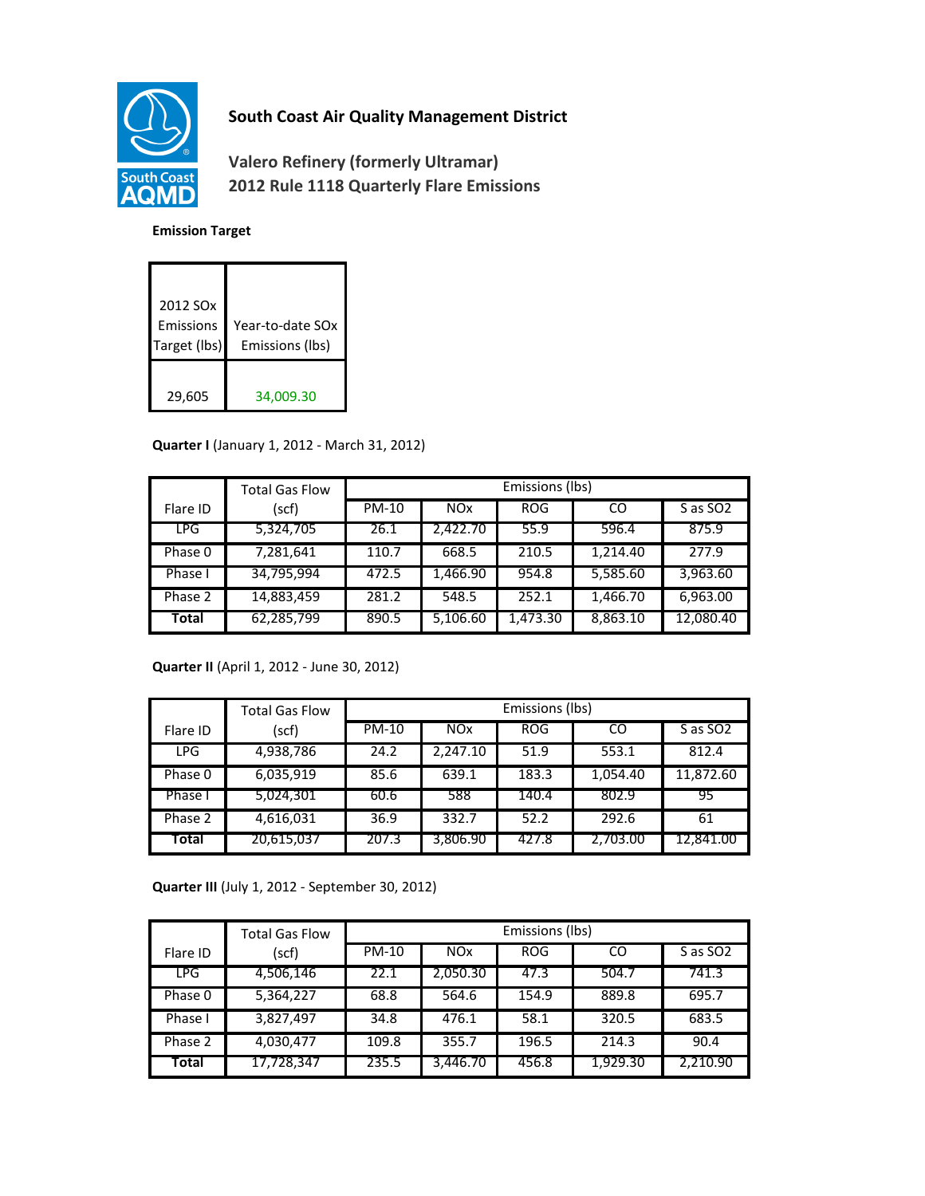# South Coast Air Quality Management District

## Valero Refinery (formerly Ultramar)
## 2012 Rule 1118 Quarterly Flare Emissions

**Emission Target**

| 2012 SOx Emissions Target (lbs) | Year-to-date SOx Emissions (lbs) |
|---|---|
| 29,605 | 34,009.30 |

**Quarter I** (January 1, 2012 - March 31, 2012)

| Flare ID | Total Gas Flow (scf) | Emissions (lbs) | | | | |
|---|---|---|---|---|---|---|
| | | PM-10 | NOx | ROG | CO | S as SO2 |
| LPG | 5,324,705 | 26.1 | 2,422.70 | 55.9 | 596.4 | 875.9 |
| Phase 0 | 7,281,641 | 110.7 | 668.5 | 210.5 | 1,214.40 | 277.9 |
| Phase I | 34,795,994 | 472.5 | 1,466.90 | 954.8 | 5,585.60 | 3,963.60 |
| Phase 2 | 14,883,459 | 281.2 | 548.5 | 252.1 | 1,466.70 | 6,963.00 |
| **Total** | 62,285,799 | 890.5 | 5,106.60 | 1,473.30 | 8,863.10 | 12,080.40 |

**Quarter II** (April 1, 2012 - June 30, 2012)

| Flare ID | Total Gas Flow (scf) | Emissions (lbs) | | | | |
|---|---|---|---|---|---|---|
| | | PM-10 | NOx | ROG | CO | S as SO2 |
| LPG | 4,938,786 | 24.2 | 2,247.10 | 51.9 | 553.1 | 812.4 |
| Phase 0 | 6,035,919 | 85.6 | 639.1 | 183.3 | 1,054.40 | 11,872.60 |
| Phase I | 5,024,301 | 60.6 | 588 | 140.4 | 802.9 | 95 |
| Phase 2 | 4,616,031 | 36.9 | 332.7 | 52.2 | 292.6 | 61 |
| **Total** | 20,615,037 | 207.3 | 3,806.90 | 427.8 | 2,703.00 | 12,841.00 |

**Quarter III** (July 1, 2012 - September 30, 2012)

| Flare ID | Total Gas Flow (scf) | Emissions (lbs) | | | | |
|---|---|---|---|---|---|---|
| | | PM-10 | NOx | ROG | CO | S as SO2 |
| LPG | 4,506,146 | 22.1 | 2,050.30 | 47.3 | 504.7 | 741.3 |
| Phase 0 | 5,364,227 | 68.8 | 564.6 | 154.9 | 889.8 | 695.7 |
| Phase I | 3,827,497 | 34.8 | 476.1 | 58.1 | 320.5 | 683.5 |
| Phase 2 | 4,030,477 | 109.8 | 355.7 | 196.5 | 214.3 | 90.4 |
| **Total** | 17,728,347 | 235.5 | 3,446.70 | 456.8 | 1,929.30 | 2,210.90 |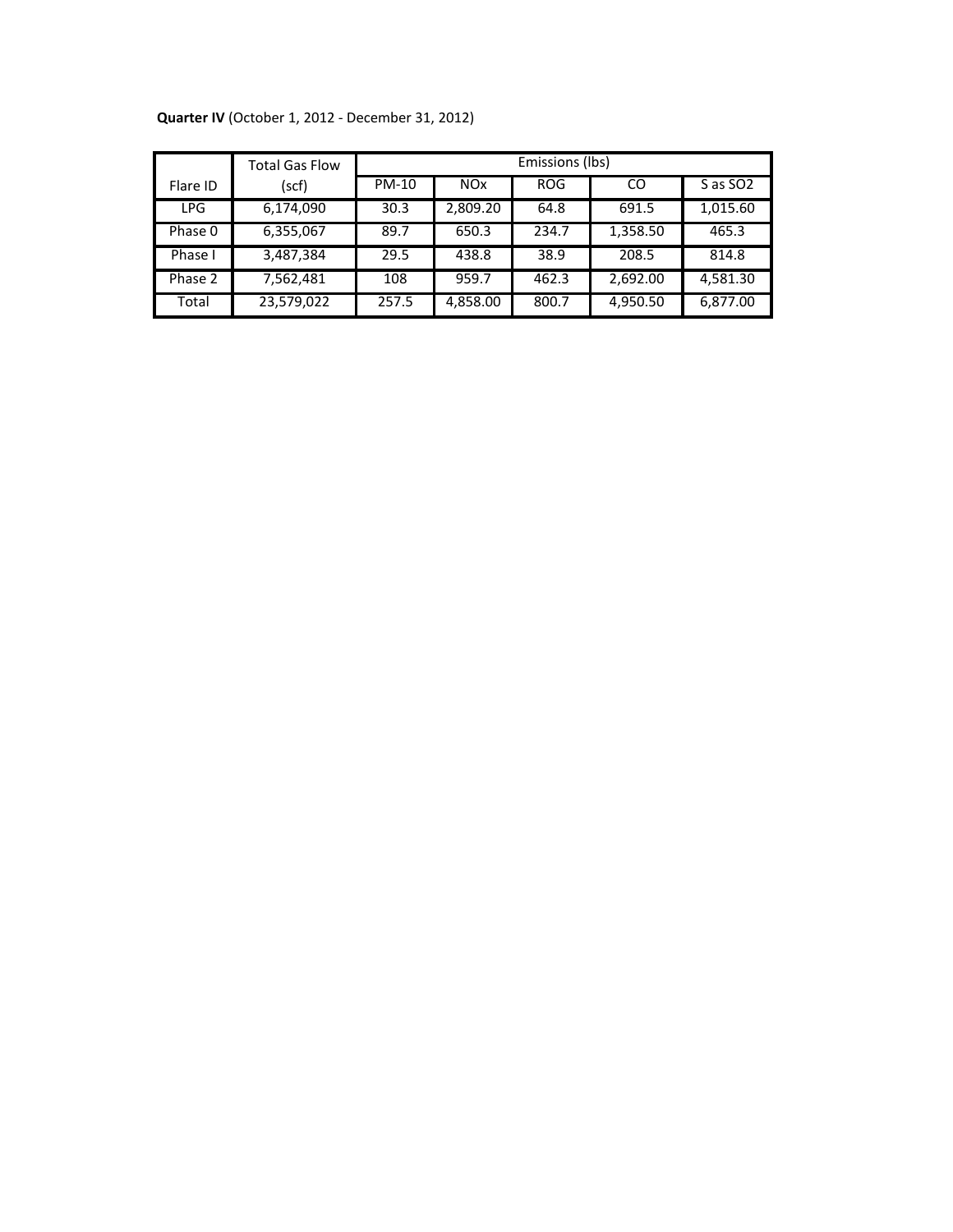**Quarter IV** (October 1, 2012 - December 31, 2012)

| | Total Gas Flow | Emissions (lbs) | | | | |
|---|---|---|---|---|---|---|
| Flare ID | (scf) | PM-10 | NOx | ROG | CO | S as SO2 |
| LPG | 6,174,090 | 30.3 | 2,809.20 | 64.8 | 691.5 | 1,015.60 |
| Phase 0 | 6,355,067 | 89.7 | 650.3 | 234.7 | 1,358.50 | 465.3 |
| Phase I | 3,487,384 | 29.5 | 438.8 | 38.9 | 208.5 | 814.8 |
| Phase 2 | 7,562,481 | 108 | 959.7 | 462.3 | 2,692.00 | 4,581.30 |
| Total | 23,579,022 | 257.5 | 4,858.00 | 800.7 | 4,950.50 | 6,877.00 |